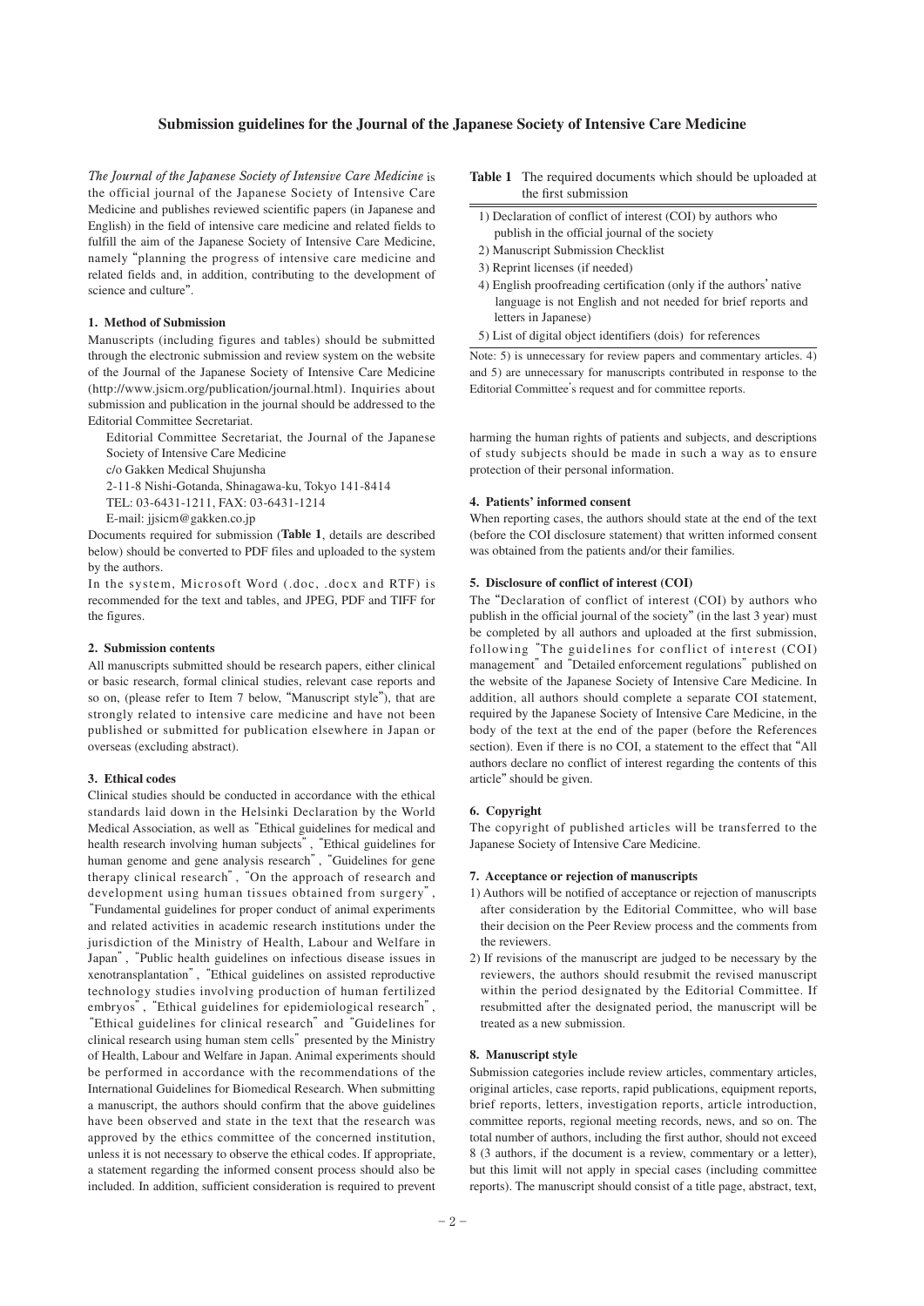# Submission guidelines for the Journal of the Japanese Society of Intensive Care Medicine

*The Journal of the Japanese Society of Intensive Care Medicine* is the official journal of the Japanese Society of Intensive Care Medicine and publishes reviewed scientific papers (in Japanese and English) in the field of intensive care medicine and related fields to fulfill the aim of the Japanese Society of Intensive Care Medicine, namely "planning the progress of intensive care medicine and related fields and, in addition, contributing to the development of science and culture".

### 1. Method of Submission

Manuscripts (including figures and tables) should be submitted through the electronic submission and review system on the website of the Journal of the Japanese Society of Intensive Care Medicine (http://www.jsicm.org/publication/journal.html). Inquiries about submission and publication in the journal should be addressed to the Editorial Committee Secretariat.

Editorial Committee Secretariat, the Journal of the Japanese Society of Intensive Care Medicine
c/o Gakken Medical Shujunsha
2-11-8 Nishi-Gotanda, Shinagawa-ku, Tokyo 141-8414
TEL: 03-6431-1211, FAX: 03-6431-1214
E-mail: jjsicm@gakken.co.jp

Documents required for submission (**Table 1**, details are described below) should be converted to PDF files and uploaded to the system by the authors.

In the system, Microsoft Word (.doc, .docx and RTF) is recommended for the text and tables, and JPEG, PDF and TIFF for the figures.

**Table 1** The required documents which should be uploaded at the first submission

1) Declaration of conflict of interest (COI) by authors who publish in the official journal of the society
2) Manuscript Submission Checklist
3) Reprint licenses (if needed)
4) English proofreading certification (only if the authors' native language is not English and not needed for brief reports and letters in Japanese)
5) List of digital object identifiers (dois) for references

Note: 5) is unnecessary for review papers and commentary articles. 4) and 5) are unnecessary for manuscripts contributed in response to the Editorial Committee's request and for committee reports.

### 2. Submission contents

All manuscripts submitted should be research papers, either clinical or basic research, formal clinical studies, relevant case reports and so on, (please refer to Item 7 below, "Manuscript style"), that are strongly related to intensive care medicine and have not been published or submitted for publication elsewhere in Japan or overseas (excluding abstract).

### 3. Ethical codes

Clinical studies should be conducted in accordance with the ethical standards laid down in the Helsinki Declaration by the World Medical Association, as well as "Ethical guidelines for medical and health research involving human subjects", "Ethical guidelines for human genome and gene analysis research", "Guidelines for gene therapy clinical research", "On the approach of research and development using human tissues obtained from surgery", "Fundamental guidelines for proper conduct of animal experiments and related activities in academic research institutions under the jurisdiction of the Ministry of Health, Labour and Welfare in Japan", "Public health guidelines on infectious disease issues in xenotransplantation", "Ethical guidelines on assisted reproductive technology studies involving production of human fertilized embryos", "Ethical guidelines for epidemiological research", "Ethical guidelines for clinical research" and "Guidelines for clinical research using human stem cells" presented by the Ministry of Health, Labour and Welfare in Japan. Animal experiments should be performed in accordance with the recommendations of the International Guidelines for Biomedical Research. When submitting a manuscript, the authors should confirm that the above guidelines have been observed and state in the text that the research was approved by the ethics committee of the concerned institution, unless it is not necessary to observe the ethical codes. If appropriate, a statement regarding the informed consent process should also be included. In addition, sufficient consideration is required to prevent harming the human rights of patients and subjects, and descriptions of study subjects should be made in such a way as to ensure protection of their personal information.

### 4. Patients' informed consent

When reporting cases, the authors should state at the end of the text (before the COI disclosure statement) that written informed consent was obtained from the patients and/or their families.

### 5. Disclosure of conflict of interest (COI)

The "Declaration of conflict of interest (COI) by authors who publish in the official journal of the society" (in the last 3 year) must be completed by all authors and uploaded at the first submission, following "The guidelines for conflict of interest (COI) management" and "Detailed enforcement regulations" published on the website of the Japanese Society of Intensive Care Medicine. In addition, all authors should complete a separate COI statement, required by the Japanese Society of Intensive Care Medicine, in the body of the text at the end of the paper (before the References section). Even if there is no COI, a statement to the effect that "All authors declare no conflict of interest regarding the contents of this article" should be given.

### 6. Copyright

The copyright of published articles will be transferred to the Japanese Society of Intensive Care Medicine.

### 7. Acceptance or rejection of manuscripts

1) Authors will be notified of acceptance or rejection of manuscripts after consideration by the Editorial Committee, who will base their decision on the Peer Review process and the comments from the reviewers.
2) If revisions of the manuscript are judged to be necessary by the reviewers, the authors should resubmit the revised manuscript within the period designated by the Editorial Committee. If resubmitted after the designated period, the manuscript will be treated as a new submission.

### 8. Manuscript style

Submission categories include review articles, commentary articles, original articles, case reports, rapid publications, equipment reports, brief reports, letters, investigation reports, article introduction, committee reports, regional meeting records, news, and so on. The total number of authors, including the first author, should not exceed 8 (3 authors, if the document is a review, commentary or a letter), but this limit will not apply in special cases (including committee reports). The manuscript should consist of a title page, abstract, text,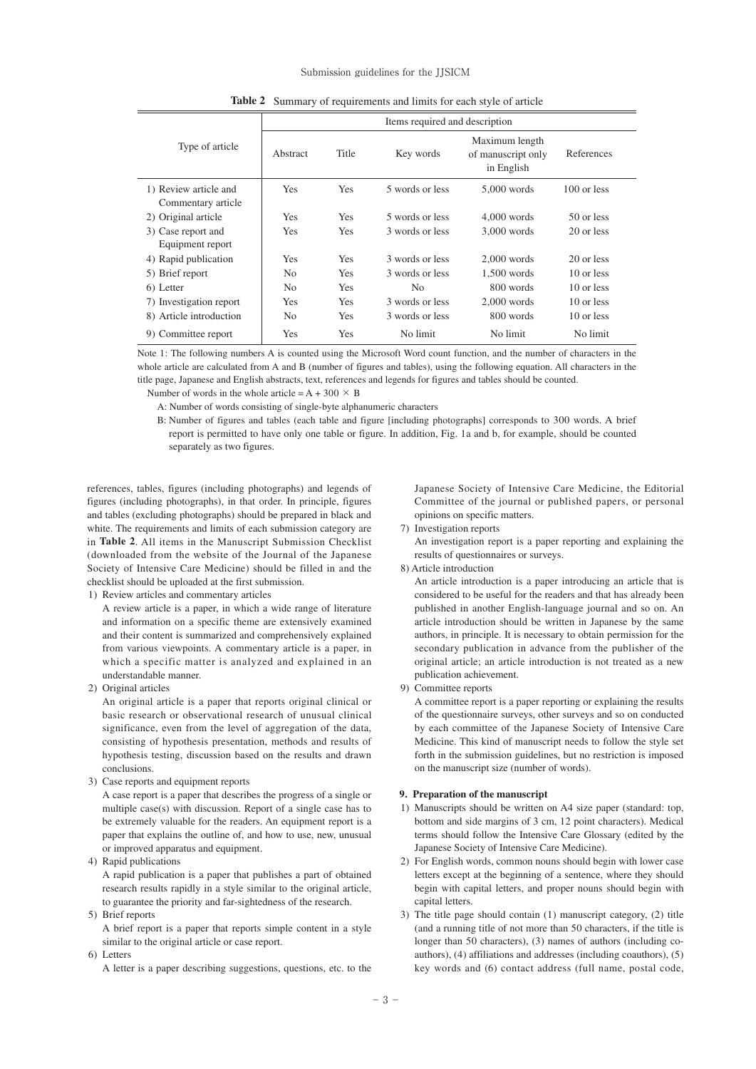**Table 2** Summary of requirements and limits for each style of article

| Type of article | Items required and description | | | | |
|---|---|---|---|---|---|
| | Abstract | Title | Key words | Maximum length of manuscript only in English | References |
| 1) Review article and Commentary article | Yes | Yes | 5 words or less | 5,000 words | 100 or less |
| 2) Original article | Yes | Yes | 5 words or less | 4,000 words | 50 or less |
| 3) Case report and Equipment report | Yes | Yes | 3 words or less | 3,000 words | 20 or less |
| 4) Rapid publication | Yes | Yes | 3 words or less | 2,000 words | 20 or less |
| 5) Brief report | No | Yes | 3 words or less | 1,500 words | 10 or less |
| 6) Letter | No | Yes | No | 800 words | 10 or less |
| 7) Investigation report | Yes | Yes | 3 words or less | 2,000 words | 10 or less |
| 8) Article introduction | No | Yes | 3 words or less | 800 words | 10 or less |
| 9) Committee report | Yes | Yes | No limit | No limit | No limit |

Note 1: The following numbers A is counted using the Microsoft Word count function, and the number of characters in the whole article are calculated from A and B (number of figures and tables), using the following equation. All characters in the title page, Japanese and English abstracts, text, references and legends for figures and tables should be counted.

Number of words in the whole article = $A + 300 \times B$

A: Number of words consisting of single-byte alphanumeric characters

B: Number of figures and tables (each table and figure [including photographs] corresponds to 300 words. A brief report is permitted to have only one table or figure. In addition, Fig. 1a and b, for example, should be counted separately as two figures.

references, tables, figures (including photographs) and legends of figures (including photographs), in that order. In principle, figures and tables (excluding photographs) should be prepared in black and white. The requirements and limits of each submission category are in **Table 2**. All items in the Manuscript Submission Checklist (downloaded from the website of the Journal of the Japanese Society of Intensive Care Medicine) should be filled in and the checklist should be uploaded at the first submission.

1) Review articles and commentary articles
   A review article is a paper, in which a wide range of literature and information on a specific theme are extensively examined and their content is summarized and comprehensively explained from various viewpoints. A commentary article is a paper, in which a specific matter is analyzed and explained in an understandable manner.
2) Original articles
   An original article is a paper that reports original clinical or basic research or observational research of unusual clinical significance, even from the level of aggregation of the data, consisting of hypothesis presentation, methods and results of hypothesis testing, discussion based on the results and drawn conclusions.
3) Case reports and equipment reports
   A case report is a paper that describes the progress of a single or multiple case(s) with discussion. Report of a single case has to be extremely valuable for the readers. An equipment report is a paper that explains the outline of, and how to use, new, unusual or improved apparatus and equipment.
4) Rapid publications
   A rapid publication is a paper that publishes a part of obtained research results rapidly in a style similar to the original article, to guarantee the priority and far-sightedness of the research.
5) Brief reports
   A brief report is a paper that reports simple content in a style similar to the original article or case report.
6) Letters
   A letter is a paper describing suggestions, questions, etc. to the Japanese Society of Intensive Care Medicine, the Editorial Committee of the journal or published papers, or personal opinions on specific matters.
7) Investigation reports
   An investigation report is a paper reporting and explaining the results of questionnaires or surveys.
8) Article introduction
   An article introduction is a paper introducing an article that is considered to be useful for the readers and that has already been published in another English-language journal and so on. An article introduction should be written in Japanese by the same authors, in principle. It is necessary to obtain permission for the secondary publication in advance from the publisher of the original article; an article introduction is not treated as a new publication achievement.
9) Committee reports
   A committee report is a paper reporting or explaining the results of the questionnaire surveys, other surveys and so on conducted by each committee of the Japanese Society of Intensive Care Medicine. This kind of manuscript needs to follow the style set forth in the submission guidelines, but no restriction is imposed on the manuscript size (number of words).

**9. Preparation of the manuscript**

1) Manuscripts should be written on A4 size paper (standard: top, bottom and side margins of 3 cm, 12 point characters). Medical terms should follow the Intensive Care Glossary (edited by the Japanese Society of Intensive Care Medicine).
2) For English words, common nouns should begin with lower case letters except at the beginning of a sentence, where they should begin with capital letters, and proper nouns should begin with capital letters.
3) The title page should contain (1) manuscript category, (2) title (and a running title of not more than 50 characters, if the title is longer than 50 characters), (3) names of authors (including co-authors), (4) affiliations and addresses (including coauthors), (5) key words and (6) contact address (full name, postal code,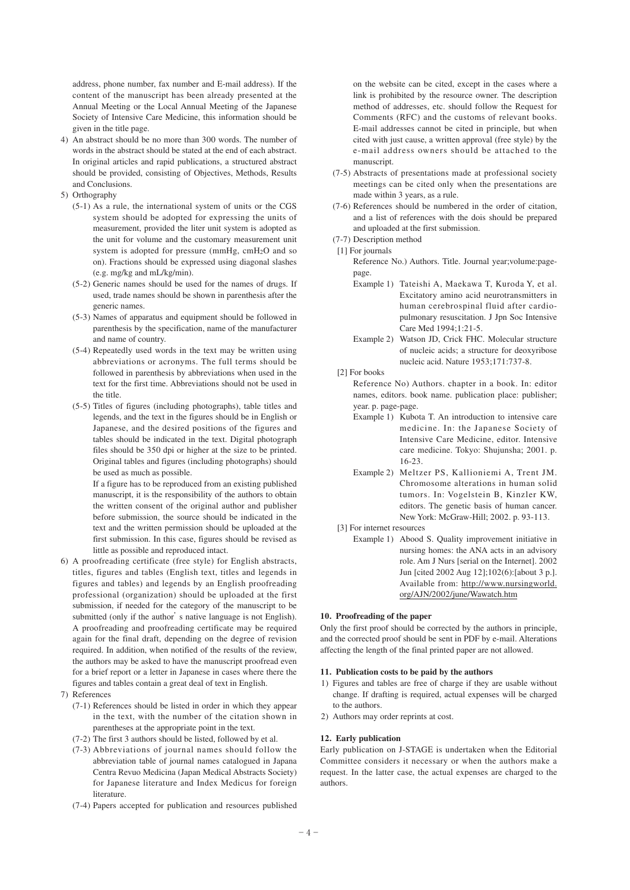address, phone number, fax number and E-mail address). If the content of the manuscript has been already presented at the Annual Meeting or the Local Annual Meeting of the Japanese Society of Intensive Care Medicine, this information should be given in the title page.

4) An abstract should be no more than 300 words. The number of words in the abstract should be stated at the end of each abstract. In original articles and rapid publications, a structured abstract should be provided, consisting of Objectives, Methods, Results and Conclusions.

5) Orthography
   - (5-1) As a rule, the international system of units or the CGS system should be adopted for expressing the units of measurement, provided the liter unit system is adopted as the unit for volume and the customary measurement unit system is adopted for pressure (mmHg, $cmH_2O$ and so on). Fractions should be expressed using diagonal slashes (e.g. mg/kg and mL/kg/min).
   - (5-2) Generic names should be used for the names of drugs. If used, trade names should be shown in parenthesis after the generic names.
   - (5-3) Names of apparatus and equipment should be followed in parenthesis by the specification, name of the manufacturer and name of country.
   - (5-4) Repeatedly used words in the text may be written using abbreviations or acronyms. The full terms should be followed in parenthesis by abbreviations when used in the text for the first time. Abbreviations should not be used in the title.
   - (5-5) Titles of figures (including photographs), table titles and legends, and the text in the figures should be in English or Japanese, and the desired positions of the figures and tables should be indicated in the text. Digital photograph files should be 350 dpi or higher at the size to be printed. Original tables and figures (including photographs) should be used as much as possible.

     If a figure has to be reproduced from an existing published manuscript, it is the responsibility of the authors to obtain the written consent of the original author and publisher before submission, the source should be indicated in the text and the written permission should be uploaded at the first submission. In this case, figures should be revised as little as possible and reproduced intact.

6) A proofreading certificate (free style) for English abstracts, titles, figures and tables (English text, titles and legends in figures and tables) and legends by an English proofreading professional (organization) should be uploaded at the first submission, if needed for the category of the manuscript to be submitted (only if the author' s native language is not English). A proofreading and proofreading certificate may be required again for the final draft, depending on the degree of revision required. In addition, when notified of the results of the review, the authors may be asked to have the manuscript proofread even for a brief report or a letter in Japanese in cases where there the figures and tables contain a great deal of text in English.

7) References
   - (7-1) References should be listed in order in which they appear in the text, with the number of the citation shown in parentheses at the appropriate point in the text.
   - (7-2) The first 3 authors should be listed, followed by et al.
   - (7-3) Abbreviations of journal names should follow the abbreviation table of journal names catalogued in Japana Centra Revuo Medicina (Japan Medical Abstracts Society) for Japanese literature and Index Medicus for foreign literature.
   - (7-4) Papers accepted for publication and resources published on the website can be cited, except in the cases where a link is prohibited by the resource owner. The description method of addresses, etc. should follow the Request for Comments (RFC) and the customs of relevant books. E-mail addresses cannot be cited in principle, but when cited with just cause, a written approval (free style) by the e-mail address owners should be attached to the manuscript.
   - (7-5) Abstracts of presentations made at professional society meetings can be cited only when the presentations are made within 3 years, as a rule.
   - (7-6) References should be numbered in the order of citation, and a list of references with the dois should be prepared and uploaded at the first submission.
   - (7-7) Description method

     [1] For journals

     Reference No.) Authors. Title. Journal year;volume:page-page.

     Example 1) Tateishi A, Maekawa T, Kuroda Y, et al. Excitatory amino acid neurotransmitters in human cerebrospinal fluid after cardiopulmonary resuscitation. J Jpn Soc Intensive Care Med 1994;1:21-5.

     Example 2) Watson JD, Crick FHC. Molecular structure of nucleic acids; a structure for deoxyribose nucleic acid. Nature 1953;171:737-8.

     [2] For books

     Reference No) Authors. chapter in a book. In: editor names, editors. book name. publication place: publisher; year. p. page-page.

     Example 1) Kubota T. An introduction to intensive care medicine. In: the Japanese Society of Intensive Care Medicine, editor. Intensive care medicine. Tokyo: Shujunsha; 2001. p. 16-23.

     Example 2) Meltzer PS, Kallioniemi A, Trent JM. Chromosome alterations in human solid tumors. In: Vogelstein B, Kinzler KW, editors. The genetic basis of human cancer. New York: McGraw-Hill; 2002. p. 93-113.

     [3] For internet resources

     Example 1) Abood S. Quality improvement initiative in nursing homes: the ANA acts in an advisory role. Am J Nurs [serial on the Internet]. 2002 Jun [cited 2002 Aug 12];102(6):[about 3 p.]. Available from: http://www.nursingworld.org/AJN/2002/june/Wawatch.htm

#### 10. Proofreading of the paper

Only the first proof should be corrected by the authors in principle, and the corrected proof should be sent in PDF by e-mail. Alterations affecting the length of the final printed paper are not allowed.

#### 11. Publication costs to be paid by the authors

1) Figures and tables are free of charge if they are usable without change. If drafting is required, actual expenses will be charged to the authors.
2) Authors may order reprints at cost.

#### 12. Early publication

Early publication on J-STAGE is undertaken when the Editorial Committee considers it necessary or when the authors make a request. In the latter case, the actual expenses are charged to the authors.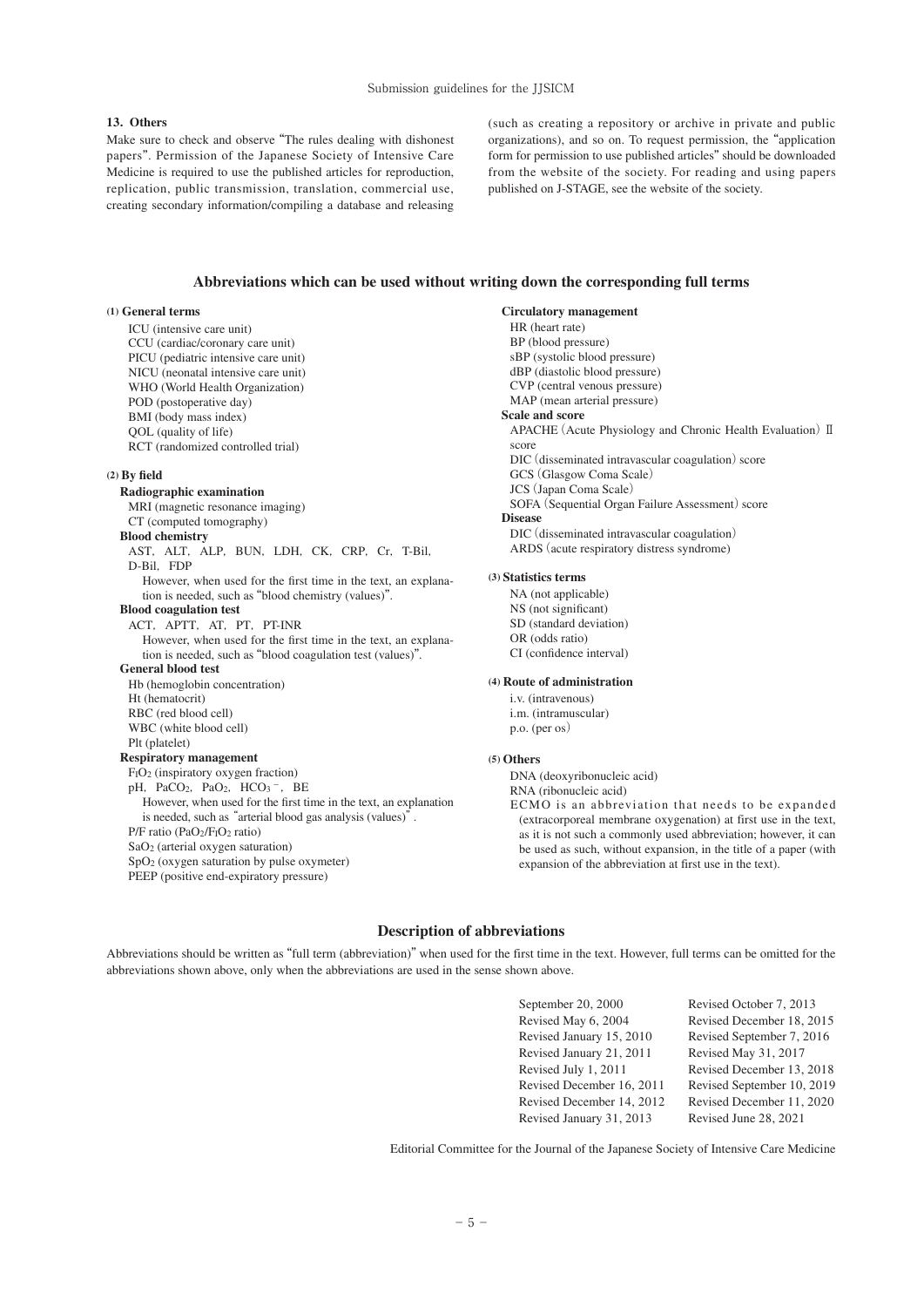## 13. Others

Make sure to check and observe "The rules dealing with dishonest papers". Permission of the Japanese Society of Intensive Care Medicine is required to use the published articles for reproduction, replication, public transmission, translation, commercial use, creating secondary information/compiling a database and releasing (such as creating a repository or archive in private and public organizations), and so on. To request permission, the "application form for permission to use published articles" should be downloaded from the website of the society. For reading and using papers published on J-STAGE, see the website of the society.

## Abbreviations which can be used without writing down the corresponding full terms

### (1) General terms

ICU (intensive care unit)
CCU (cardiac/coronary care unit)
PICU (pediatric intensive care unit)
NICU (neonatal intensive care unit)
WHO (World Health Organization)
POD (postoperative day)
BMI (body mass index)
QOL (quality of life)
RCT (randomized controlled trial)

### (2) By field

**Radiographic examination**

MRI (magnetic resonance imaging)
CT (computed tomography)

**Blood chemistry**

AST, ALT, ALP, BUN, LDH, CK, CRP, Cr, T-Bil, D-Bil, FDP

However, when used for the first time in the text, an explanation is needed, such as "blood chemistry (values)".

**Blood coagulation test**

ACT, APTT, AT, PT, PT-INR

However, when used for the first time in the text, an explanation is needed, such as "blood coagulation test (values)".

**General blood test**

Hb (hemoglobin concentration)
Ht (hematocrit)
RBC (red blood cell)
WBC (white blood cell)
Plt (platelet)

**Respiratory management**

$F_IO_2$ (inspiratory oxygen fraction)
pH, $PaCO_2$, $PaO_2$, $HCO_3^-$, BE

However, when used for the first time in the text, an explanation is needed, such as "arterial blood gas analysis (values)".

P/F ratio ($PaO_2/F_IO_2$ ratio)
$SaO_2$ (arterial oxygen saturation)
$SpO_2$ (oxygen saturation by pulse oxymeter)
PEEP (positive end-expiratory pressure)

**Circulatory management**

HR (heart rate)
BP (blood pressure)
sBP (systolic blood pressure)
dBP (diastolic blood pressure)
CVP (central venous pressure)
MAP (mean arterial pressure)

**Scale and score**

APACHE (Acute Physiology and Chronic Health Evaluation) Ⅱ score
DIC (disseminated intravascular coagulation) score
GCS (Glasgow Coma Scale)
JCS (Japan Coma Scale)
SOFA (Sequential Organ Failure Assessment) score

**Disease**

DIC (disseminated intravascular coagulation)
ARDS (acute respiratory distress syndrome)

### (3) Statistics terms

NA (not applicable)
NS (not significant)
SD (standard deviation)
OR (odds ratio)
CI (confidence interval)

### (4) Route of administration

i.v. (intravenous)
i.m. (intramuscular)
p.o. (per os)

### (5) Others

DNA (deoxyribonucleic acid)
RNA (ribonucleic acid)
ECMO is an abbreviation that needs to be expanded (extracorporeal membrane oxygenation) at first use in the text, as it is not such a commonly used abbreviation; however, it can be used as such, without expansion, in the title of a paper (with expansion of the abbreviation at first use in the text).

## Description of abbreviations

Abbreviations should be written as "full term (abbreviation)" when used for the first time in the text. However, full terms can be omitted for the abbreviations shown above, only when the abbreviations are used in the sense shown above.

September 20, 2000
Revised May 6, 2004
Revised January 15, 2010
Revised January 21, 2011
Revised July 1, 2011
Revised December 16, 2011
Revised December 14, 2012
Revised January 31, 2013
Revised October 7, 2013
Revised December 18, 2015
Revised September 7, 2016
Revised May 31, 2017
Revised December 13, 2018
Revised September 10, 2019
Revised December 11, 2020
Revised June 28, 2021

Editorial Committee for the Journal of the Japanese Society of Intensive Care Medicine